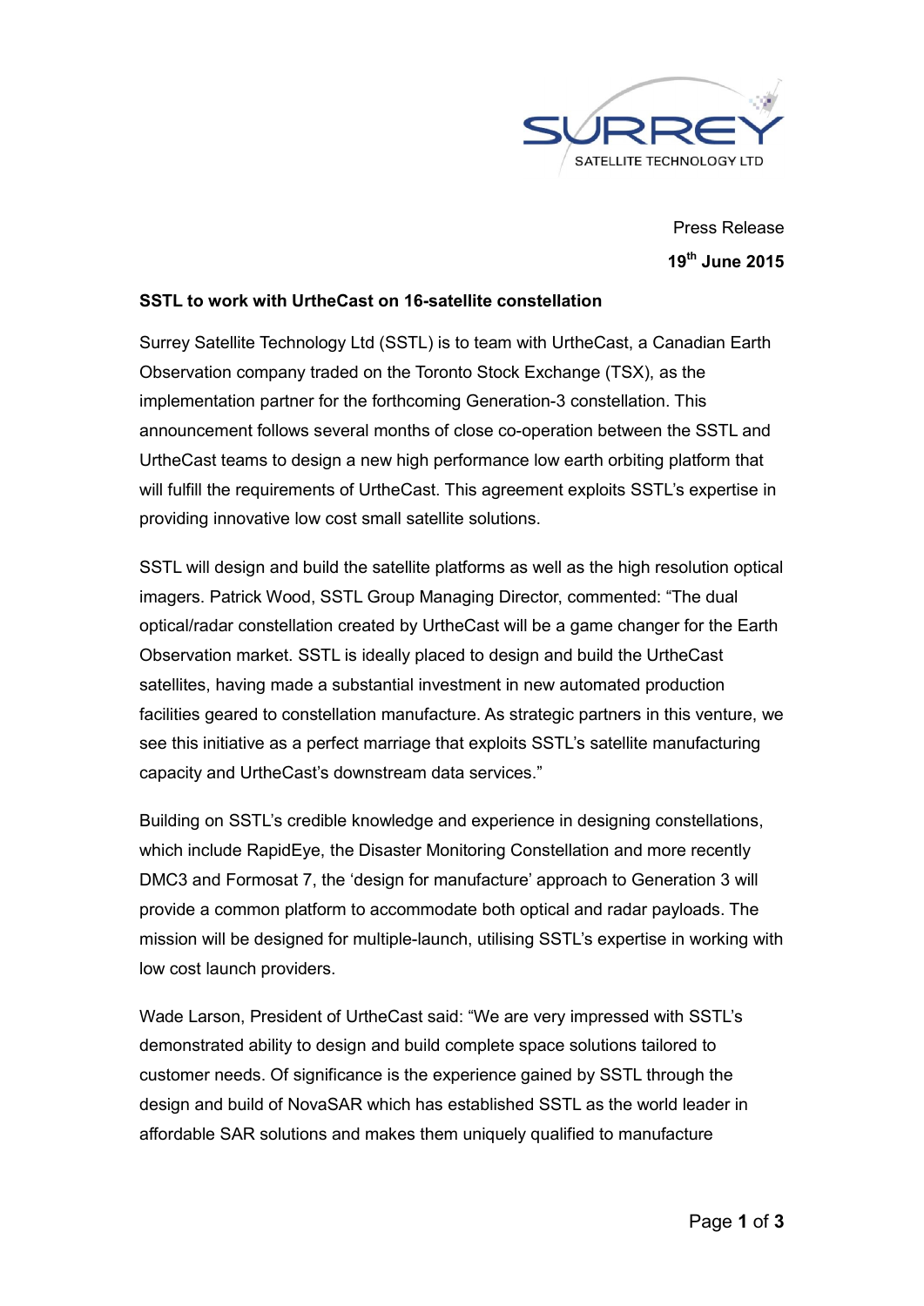SURREY SATELLITE TECHNOLOGY LTD

Press Release

**19th June 2015**

**SSTL to work with UrtheCast on 16-satellite constellation**

Surrey Satellite Technology Ltd (SSTL) is to team with UrtheCast, a Canadian Earth Observation company traded on the Toronto Stock Exchange (TSX), as the implementation partner for the forthcoming Generation-3 constellation. This announcement follows several months of close co-operation between the SSTL and UrtheCast teams to design a new high performance low earth orbiting platform that will fulfill the requirements of UrtheCast. This agreement exploits SSTL's expertise in providing innovative low cost small satellite solutions.

SSTL will design and build the satellite platforms as well as the high resolution optical imagers. Patrick Wood, SSTL Group Managing Director, commented: "The dual optical/radar constellation created by UrtheCast will be a game changer for the Earth Observation market. SSTL is ideally placed to design and build the UrtheCast satellites, having made a substantial investment in new automated production facilities geared to constellation manufacture. As strategic partners in this venture, we see this initiative as a perfect marriage that exploits SSTL's satellite manufacturing capacity and UrtheCast's downstream data services."

Building on SSTL's credible knowledge and experience in designing constellations, which include RapidEye, the Disaster Monitoring Constellation and more recently DMC3 and Formosat 7, the 'design for manufacture' approach to Generation 3 will provide a common platform to accommodate both optical and radar payloads. The mission will be designed for multiple-launch, utilising SSTL's expertise in working with low cost launch providers.

Wade Larson, President of UrtheCast said: "We are very impressed with SSTL's demonstrated ability to design and build complete space solutions tailored to customer needs. Of significance is the experience gained by SSTL through the design and build of NovaSAR which has established SSTL as the world leader in affordable SAR solutions and makes them uniquely qualified to manufacture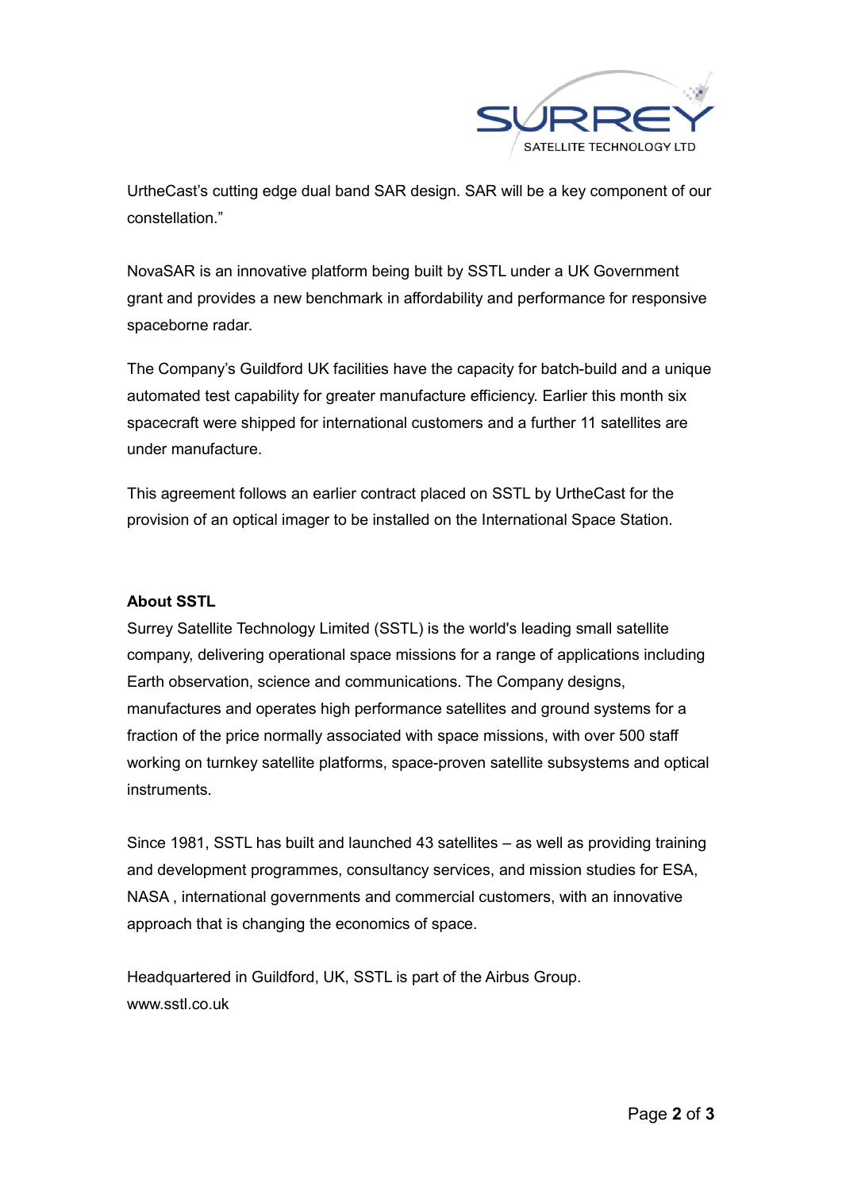UrtheCast's cutting edge dual band SAR design. SAR will be a key component of our constellation."

NovaSAR is an innovative platform being built by SSTL under a UK Government grant and provides a new benchmark in affordability and performance for responsive spaceborne radar.

The Company's Guildford UK facilities have the capacity for batch-build and a unique automated test capability for greater manufacture efficiency. Earlier this month six spacecraft were shipped for international customers and a further 11 satellites are under manufacture.

This agreement follows an earlier contract placed on SSTL by UrtheCast for the provision of an optical imager to be installed on the International Space Station.

**About SSTL**

Surrey Satellite Technology Limited (SSTL) is the world's leading small satellite company, delivering operational space missions for a range of applications including Earth observation, science and communications. The Company designs, manufactures and operates high performance satellites and ground systems for a fraction of the price normally associated with space missions, with over 500 staff working on turnkey satellite platforms, space-proven satellite subsystems and optical instruments.

Since 1981, SSTL has built and launched 43 satellites – as well as providing training and development programmes, consultancy services, and mission studies for ESA, NASA , international governments and commercial customers, with an innovative approach that is changing the economics of space.

Headquartered in Guildford, UK, SSTL is part of the Airbus Group.
www.sstl.co.uk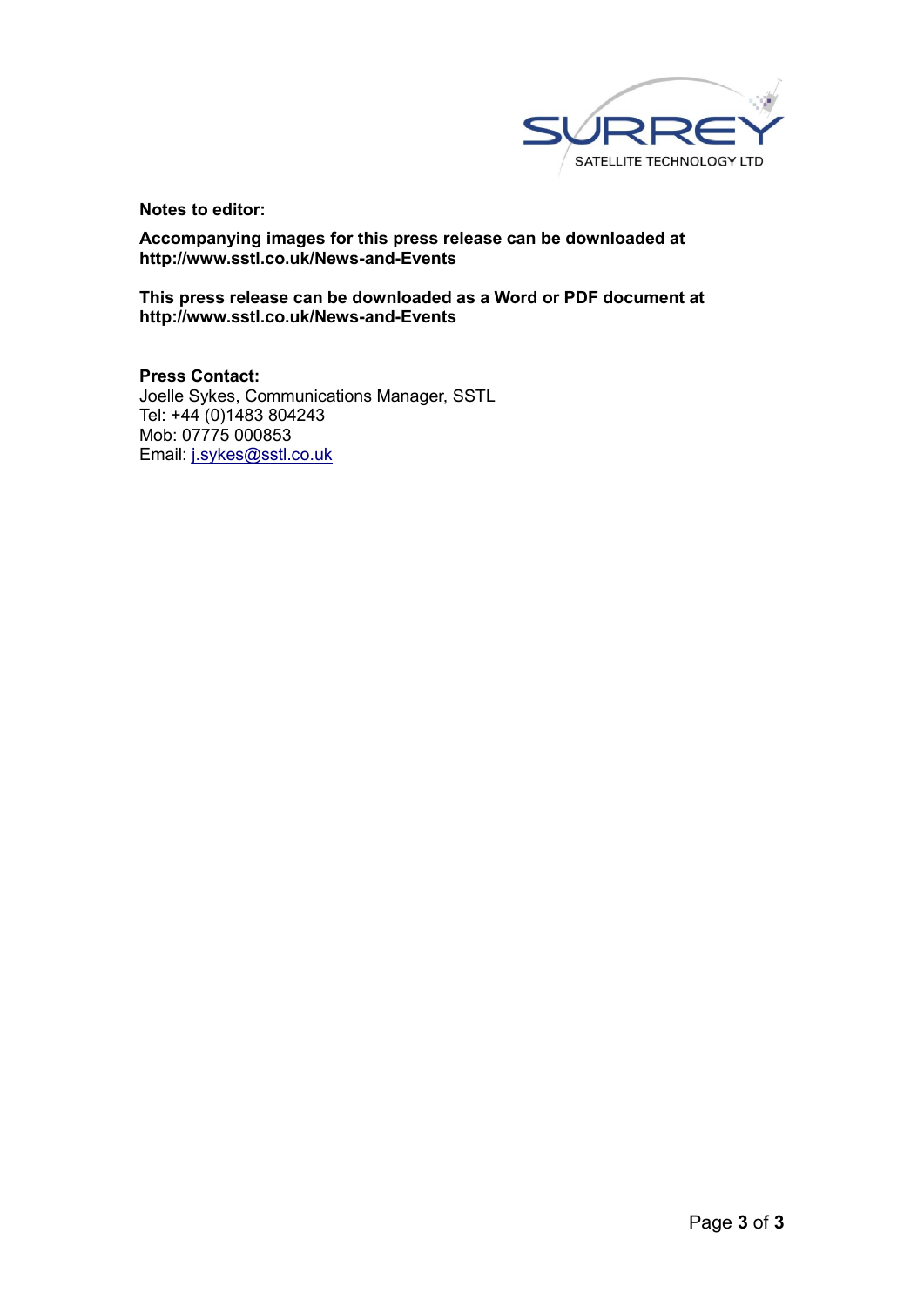**Notes to editor:**

**Accompanying images for this press release can be downloaded at http://www.sstl.co.uk/News-and-Events**

**This press release can be downloaded as a Word or PDF document at http://www.sstl.co.uk/News-and-Events**

**Press Contact:**
Joelle Sykes, Communications Manager, SSTL
Tel: +44 (0)1483 804243
Mob: 07775 000853
Email: j.sykes@sstl.co.uk